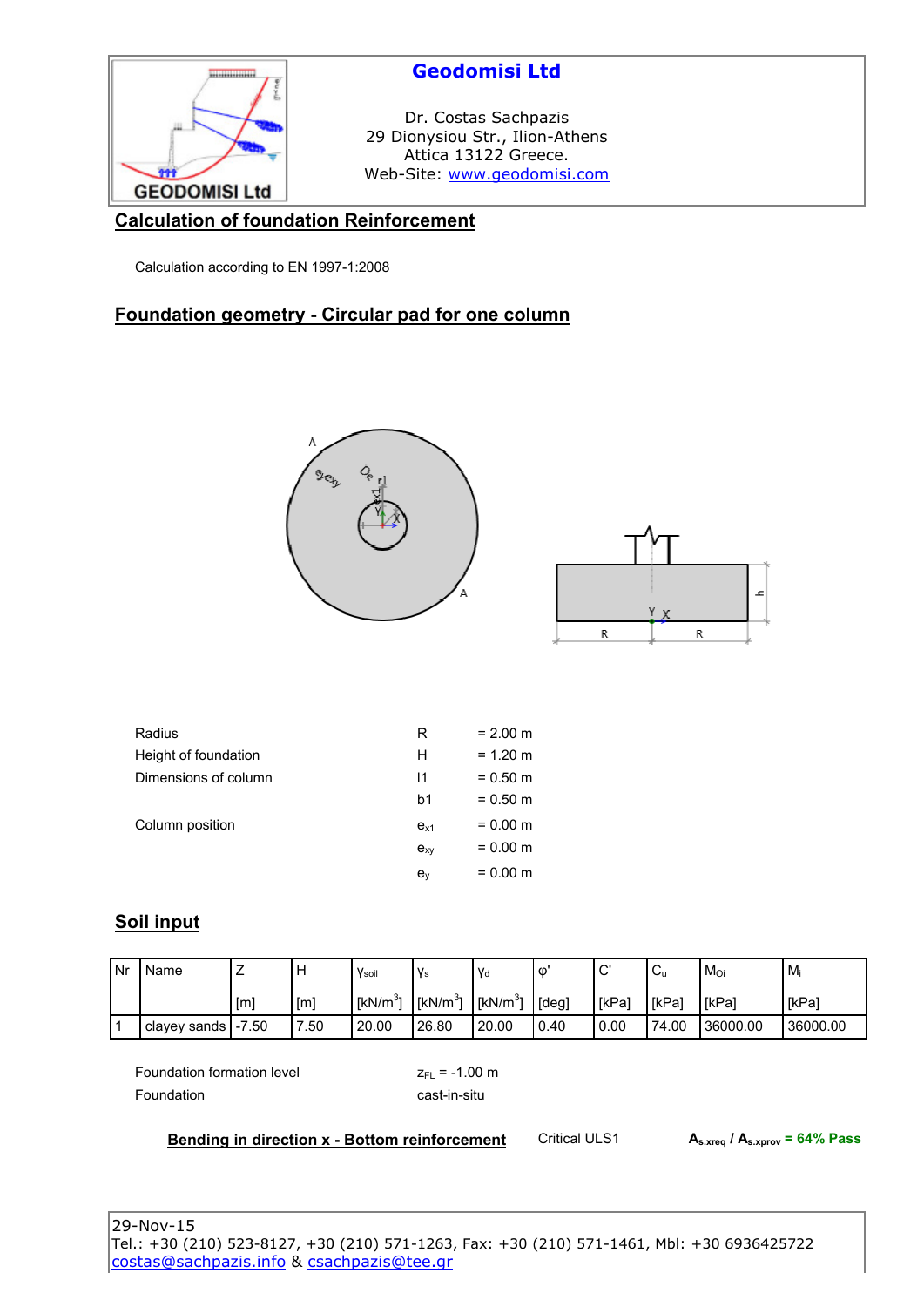**Geodomisi Ltd**

Dr. Costas Sachpazis
29 Dionysiou Str., Ilion-Athens
Attica 13122 Greece.
Web-Site: www.geodomisi.com

## Calculation of foundation Reinforcement

Calculation according to EN 1997-1:2008

## Foundation geometry - Circular pad for one column

| | | |
|---|---|---|
| Radius | R | = 2.00 m |
| Height of foundation | H | = 1.20 m |
| Dimensions of column | l1 | = 0.50 m |
| | b1 | = 0.50 m |
| Column position | $e_{x1}$ | = 0.00 m |
| | $e_{xy}$ | = 0.00 m |
| | $e_y$ | = 0.00 m |

## Soil input

| Nr | Name | Z [m] | H [m] | $\gamma_{soil}$ [kN/m$^3$] | $\gamma_s$ [kN/m$^3$] | $\gamma_d$ [kN/m$^3$] | φ' [deg] | C' [kPa] | $C_u$ [kPa] | $M_{Oi}$ [kPa] | $M_i$ [kPa] |
|---|---|---|---|---|---|---|---|---|---|---|---|
| 1 | clayey sands | -7.50 | 7.50 | 20.00 | 26.80 | 20.00 | 0.40 | 0.00 | 74.00 | 36000.00 | 36000.00 |

Foundation formation level $z_{FL}$ = -1.00 m

Foundation cast-in-situ

**Bending in direction x - Bottom reinforcement** Critical ULS1 **$A_{s.xreq}$ / $A_{s.xprov}$ = 64% Pass**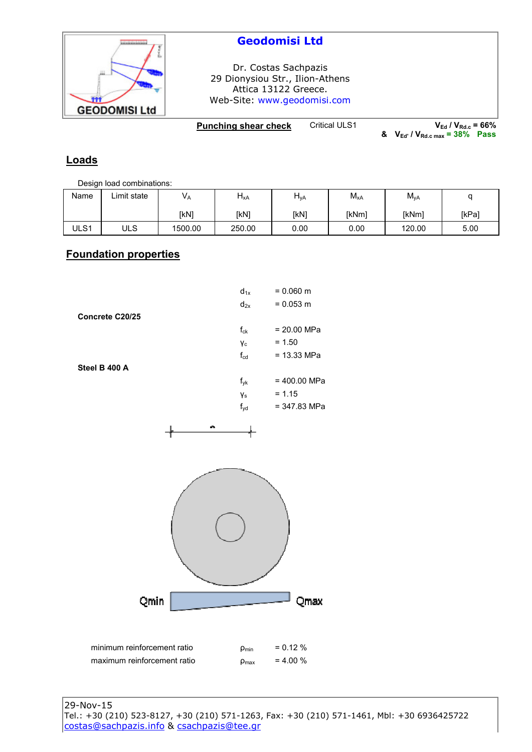**Punching shear check** Critical ULS1 $V_{Ed} / V_{Rd.c}$ = 66% & $V_{Ed'} / V_{Rd.c\ max}$ = 38% Pass

## Loads

Design load combinations:

| Name | Limit state | $V_A$ [kN] | $H_{xA}$ [kN] | $H_{yA}$ [kN] | $M_{xA}$ [kNm] | $M_{yA}$ [kNm] | q [kPa] |
|---|---|---|---|---|---|---|---|
| ULS1 | ULS | 1500.00 | 250.00 | 0.00 | 0.00 | 120.00 | 5.00 |

## Foundation properties

$d_{1x}$ = 0.060 m

$d_{2x}$ = 0.053 m

**Concrete C20/25**

$f_{ck}$ = 20.00 MPa

$\gamma_c$ = 1.50

$f_{cd}$ = 13.33 MPa

**Steel B 400 A**

$f_{yk}$ = 400.00 MPa

$\gamma_s$ = 1.15

$f_{yd}$ = 347.83 MPa

Qmin Qmax

minimum reinforcement ratio $\rho_{min}$ = 0.12 %

maximum reinforcement ratio $\rho_{max}$ = 4.00 %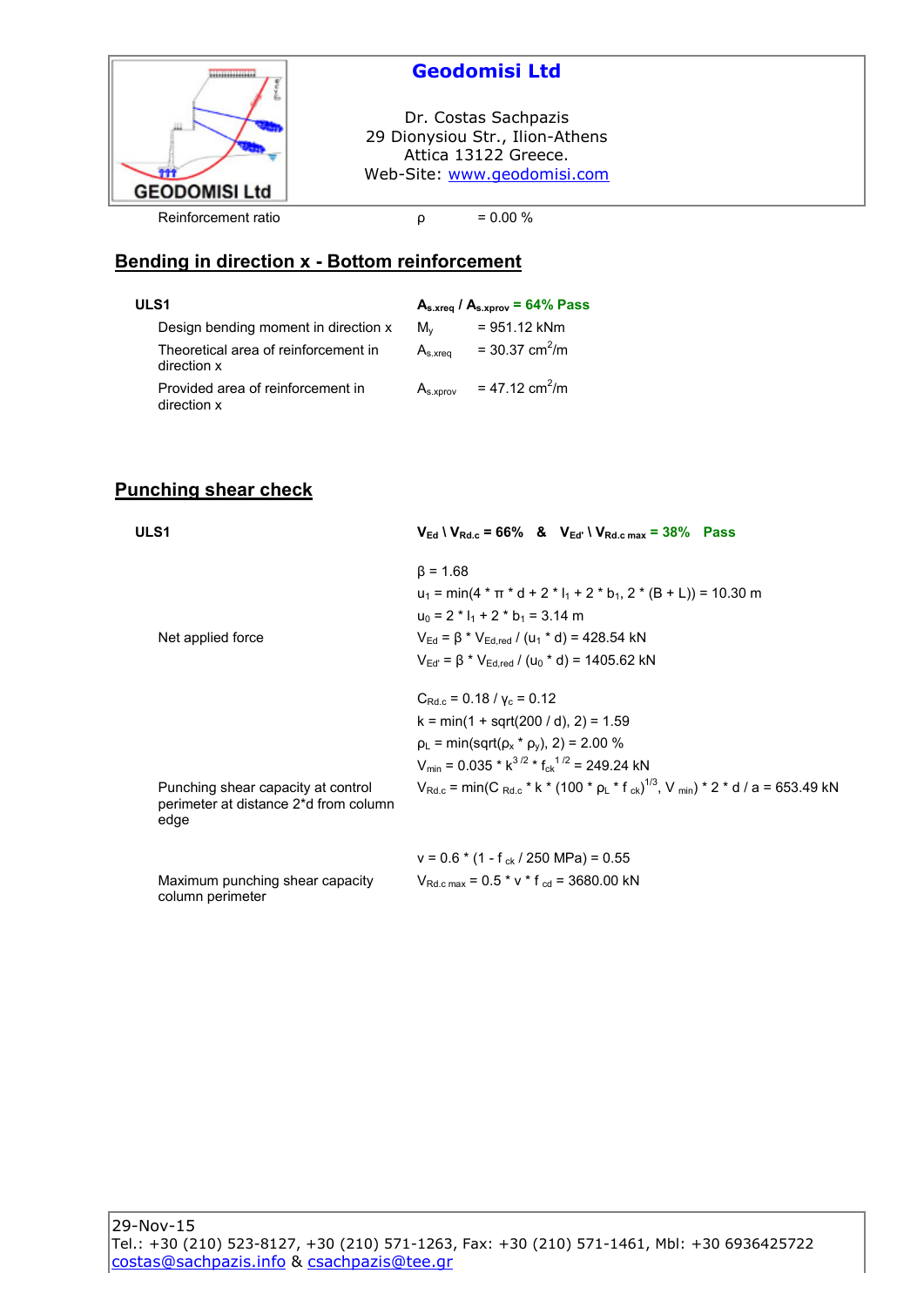Reinforcement ratio | $\rho$ | = 0.00 %

## Bending in direction x - Bottom reinforcement

**ULS1** — **$A_{s.xreq}$ / $A_{s.xprov}$ = 64% Pass**

| | | |
|---|---|---|
| Design bending moment in direction x | $M_y$ | = 951.12 kNm |
| Theoretical area of reinforcement in direction x | $A_{s.xreq}$ | = 30.37 $cm^2/m$ |
| Provided area of reinforcement in direction x | $A_{s.xprov}$ | = 47.12 $cm^2/m$ |

## Punching shear check

**ULS1** — **$V_{Ed}$ \ $V_{Rd.c}$ = 66% & $V_{Ed'}$ \ $V_{Rd.c\ max}$ = 38% Pass**

$\beta = 1.68$

$u_1 = \min(4 * \pi * d + 2 * l_1 + 2 * b_1, 2 * (B + L)) = 10.30$ m

$u_0 = 2 * l_1 + 2 * b_1 = 3.14$ m

Net applied force

$V_{Ed} = \beta * V_{Ed,red} / (u_1 * d) = 428.54$ kN

$V_{Ed'} = \beta * V_{Ed,red} / (u_0 * d) = 1405.62$ kN

$C_{Rd.c} = 0.18 / \gamma_c = 0.12$

$k = \min(1 + \text{sqrt}(200 / d), 2) = 1.59$

$\rho_L = \min(\text{sqrt}(\rho_x * \rho_y), 2) = 2.00$ %

$V_{min} = 0.035 * k^{3/2} * f_{ck}^{1/2} = 249.24$ kN

Punching shear capacity at control perimeter at distance 2*d from column edge

$V_{Rd.c} = \min(C_{Rd.c} * k * (100 * \rho_L * f_{ck})^{1/3}, V_{min}) * 2 * d / a = 653.49$ kN

$v = 0.6 * (1 - f_{ck} / 250 \text{ MPa}) = 0.55$

Maximum punching shear capacity column perimeter

$V_{Rd.c\ max} = 0.5 * v * f_{cd} = 3680.00$ kN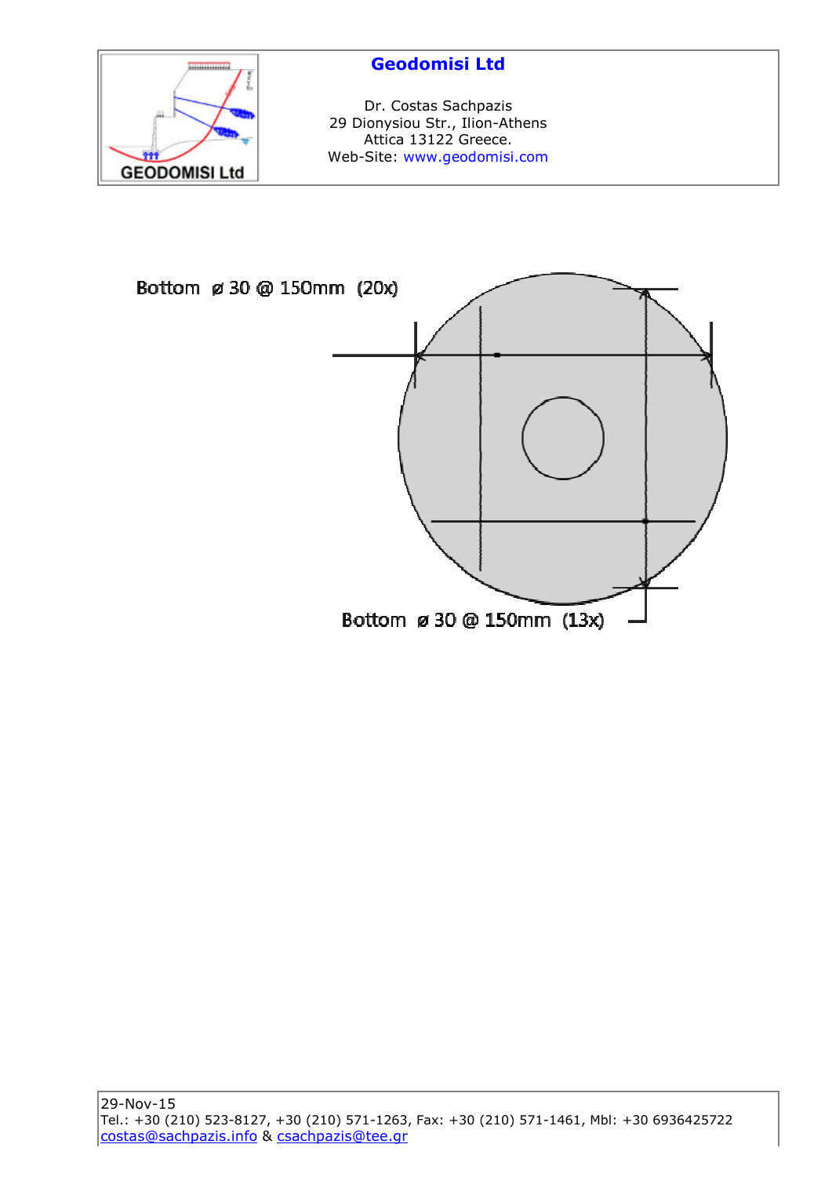Bottom ø 30 @ 150mm (20x)

Bottom ø 30 @ 150mm (13x)